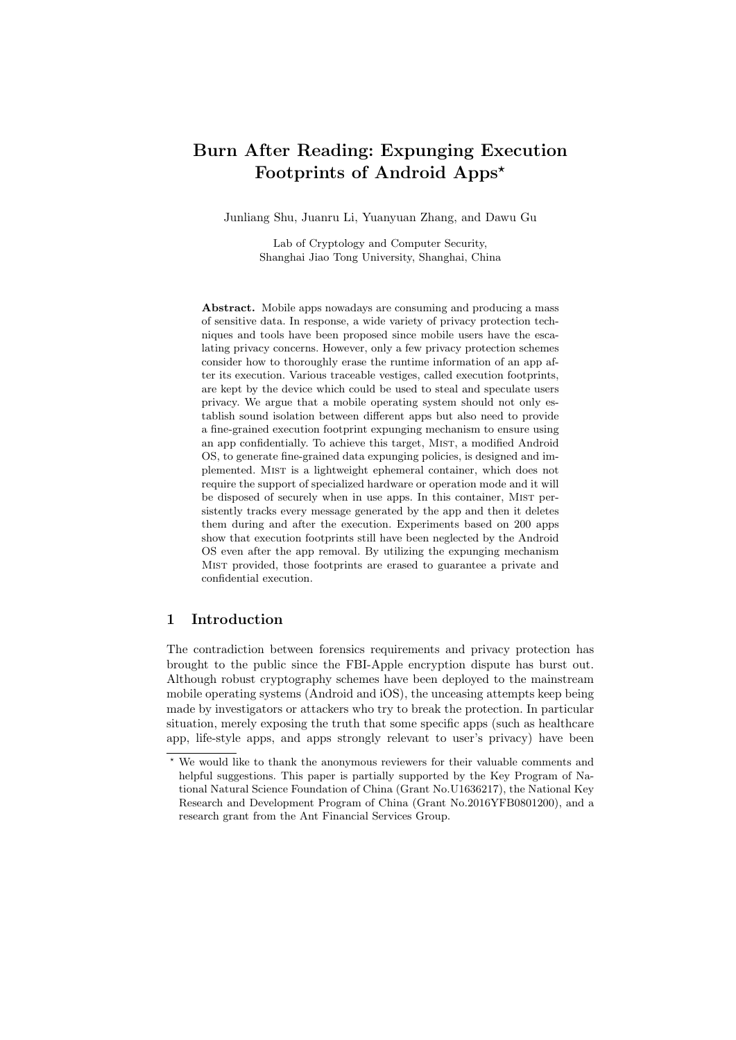# Burn After Reading: Expunging Execution Footprints of Android Apps*

Junliang Shu, Juanru Li, Yuanyuan Zhang, and Dawu Gu

Lab of Cryptology and Computer Security,
Shanghai Jiao Tong University, Shanghai, China

**Abstract.** Mobile apps nowadays are consuming and producing a mass of sensitive data. In response, a wide variety of privacy protection techniques and tools have been proposed since mobile users have the escalating privacy concerns. However, only a few privacy protection schemes consider how to thoroughly erase the runtime information of an app after its execution. Various traceable vestiges, called execution footprints, are kept by the device which could be used to steal and speculate users privacy. We argue that a mobile operating system should not only establish sound isolation between different apps but also need to provide a fine-grained execution footprint expunging mechanism to ensure using an app confidentially. To achieve this target, Mist, a modified Android OS, to generate fine-grained data expunging policies, is designed and implemented. Mist is a lightweight ephemeral container, which does not require the support of specialized hardware or operation mode and it will be disposed of securely when in use apps. In this container, Mist persistently tracks every message generated by the app and then it deletes them during and after the execution. Experiments based on 200 apps show that execution footprints still have been neglected by the Android OS even after the app removal. By utilizing the expunging mechanism Mist provided, those footprints are erased to guarantee a private and confidential execution.

## 1 Introduction

The contradiction between forensics requirements and privacy protection has brought to the public since the FBI-Apple encryption dispute has burst out. Although robust cryptography schemes have been deployed to the mainstream mobile operating systems (Android and iOS), the unceasing attempts keep being made by investigators or attackers who try to break the protection. In particular situation, merely exposing the truth that some specific apps (such as healthcare app, life-style apps, and apps strongly relevant to user's privacy) have been

* We would like to thank the anonymous reviewers for their valuable comments and helpful suggestions. This paper is partially supported by the Key Program of National Natural Science Foundation of China (Grant No.U1636217), the National Key Research and Development Program of China (Grant No.2016YFB0801200), and a research grant from the Ant Financial Services Group.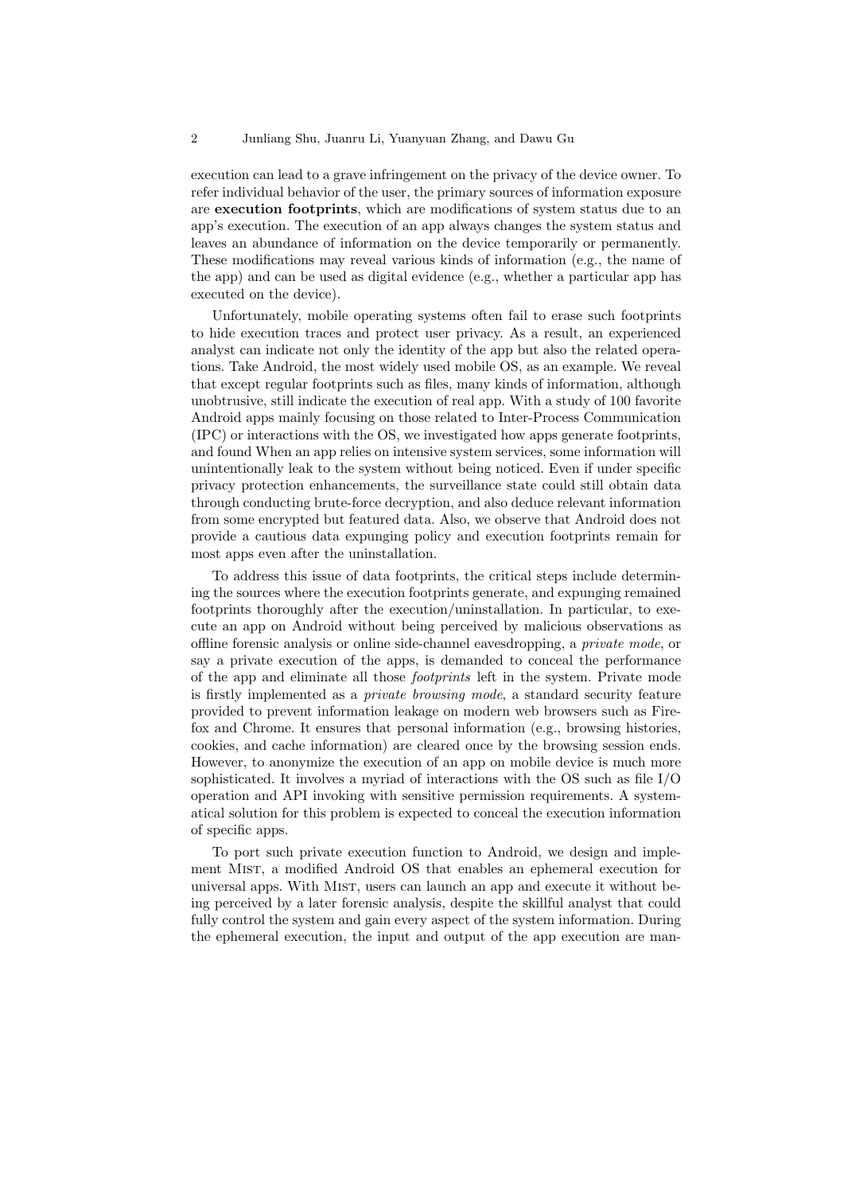execution can lead to a grave infringement on the privacy of the device owner. To refer individual behavior of the user, the primary sources of information exposure are **execution footprints**, which are modifications of system status due to an app's execution. The execution of an app always changes the system status and leaves an abundance of information on the device temporarily or permanently. These modifications may reveal various kinds of information (e.g., the name of the app) and can be used as digital evidence (e.g., whether a particular app has executed on the device).

Unfortunately, mobile operating systems often fail to erase such footprints to hide execution traces and protect user privacy. As a result, an experienced analyst can indicate not only the identity of the app but also the related operations. Take Android, the most widely used mobile OS, as an example. We reveal that except regular footprints such as files, many kinds of information, although unobtrusive, still indicate the execution of real app. With a study of 100 favorite Android apps mainly focusing on those related to Inter-Process Communication (IPC) or interactions with the OS, we investigated how apps generate footprints, and found When an app relies on intensive system services, some information will unintentionally leak to the system without being noticed. Even if under specific privacy protection enhancements, the surveillance state could still obtain data through conducting brute-force decryption, and also deduce relevant information from some encrypted but featured data. Also, we observe that Android does not provide a cautious data expunging policy and execution footprints remain for most apps even after the uninstallation.

To address this issue of data footprints, the critical steps include determining the sources where the execution footprints generate, and expunging remained footprints thoroughly after the execution/uninstallation. In particular, to execute an app on Android without being perceived by malicious observations as offline forensic analysis or online side-channel eavesdropping, a *private mode*, or say a private execution of the apps, is demanded to conceal the performance of the app and eliminate all those *footprints* left in the system. Private mode is firstly implemented as a *private browsing mode*, a standard security feature provided to prevent information leakage on modern web browsers such as Firefox and Chrome. It ensures that personal information (e.g., browsing histories, cookies, and cache information) are cleared once by the browsing session ends. However, to anonymize the execution of an app on mobile device is much more sophisticated. It involves a myriad of interactions with the OS such as file I/O operation and API invoking with sensitive permission requirements. A systematical solution for this problem is expected to conceal the execution information of specific apps.

To port such private execution function to Android, we design and implement Mist, a modified Android OS that enables an ephemeral execution for universal apps. With Mist, users can launch an app and execute it without being perceived by a later forensic analysis, despite the skillful analyst that could fully control the system and gain every aspect of the system information. During the ephemeral execution, the input and output of the app execution are man-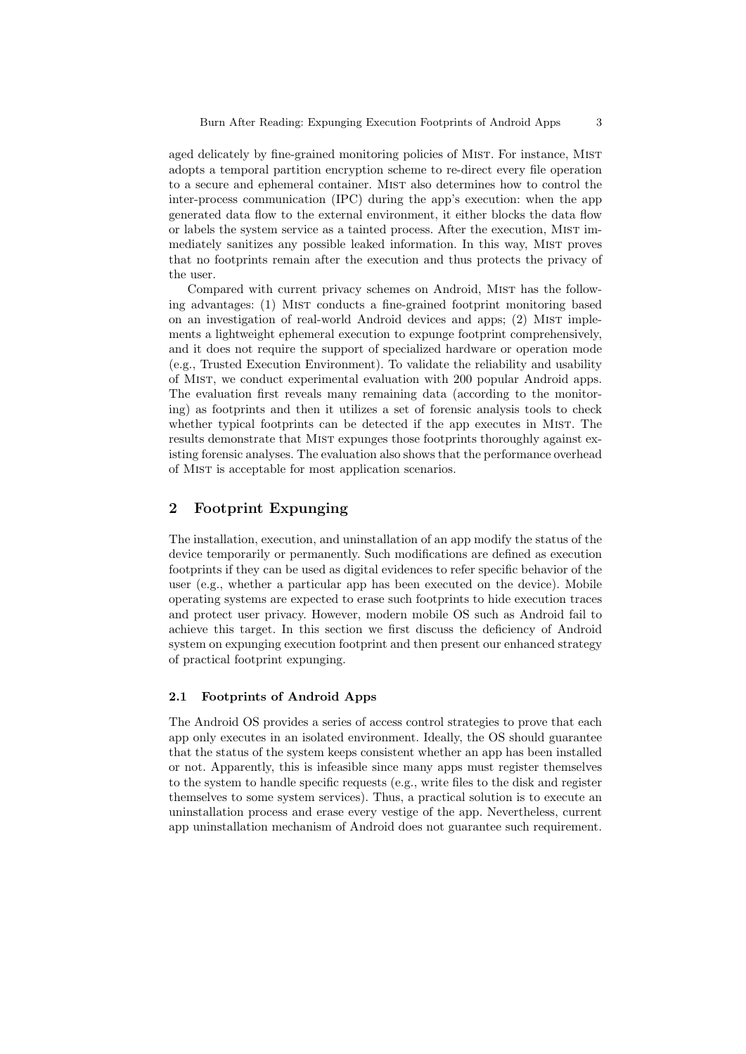aged delicately by fine-grained monitoring policies of MIST. For instance, MIST adopts a temporal partition encryption scheme to re-direct every file operation to a secure and ephemeral container. MIST also determines how to control the inter-process communication (IPC) during the app's execution: when the app generated data flow to the external environment, it either blocks the data flow or labels the system service as a tainted process. After the execution, MIST immediately sanitizes any possible leaked information. In this way, MIST proves that no footprints remain after the execution and thus protects the privacy of the user.

Compared with current privacy schemes on Android, MIST has the following advantages: (1) MIST conducts a fine-grained footprint monitoring based on an investigation of real-world Android devices and apps; (2) MIST implements a lightweight ephemeral execution to expunge footprint comprehensively, and it does not require the support of specialized hardware or operation mode (e.g., Trusted Execution Environment). To validate the reliability and usability of MIST, we conduct experimental evaluation with 200 popular Android apps. The evaluation first reveals many remaining data (according to the monitoring) as footprints and then it utilizes a set of forensic analysis tools to check whether typical footprints can be detected if the app executes in MIST. The results demonstrate that MIST expunges those footprints thoroughly against existing forensic analyses. The evaluation also shows that the performance overhead of MIST is acceptable for most application scenarios.

## 2 Footprint Expunging

The installation, execution, and uninstallation of an app modify the status of the device temporarily or permanently. Such modifications are defined as execution footprints if they can be used as digital evidences to refer specific behavior of the user (e.g., whether a particular app has been executed on the device). Mobile operating systems are expected to erase such footprints to hide execution traces and protect user privacy. However, modern mobile OS such as Android fail to achieve this target. In this section we first discuss the deficiency of Android system on expunging execution footprint and then present our enhanced strategy of practical footprint expunging.

### 2.1 Footprints of Android Apps

The Android OS provides a series of access control strategies to prove that each app only executes in an isolated environment. Ideally, the OS should guarantee that the status of the system keeps consistent whether an app has been installed or not. Apparently, this is infeasible since many apps must register themselves to the system to handle specific requests (e.g., write files to the disk and register themselves to some system services). Thus, a practical solution is to execute an uninstallation process and erase every vestige of the app. Nevertheless, current app uninstallation mechanism of Android does not guarantee such requirement.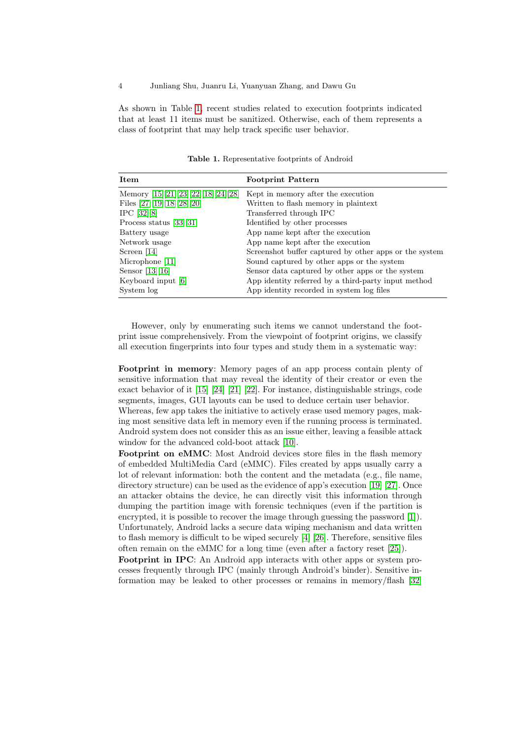As shown in Table 1, recent studies related to execution footprints indicated that at least 11 items must be sanitized. Otherwise, each of them represents a class of footprint that may help track specific user behavior.

**Table 1.** Representative footprints of Android

| **Item** | **Footprint Pattern** |
| --- | --- |
| Memory [15] [21] [23] [22] [18] [24] [28] | Kept in memory after the execution |
| Files [27] [19] [18] [28] [20] | Written to flash memory in plaintext |
| IPC [32] [8] | Transferred through IPC |
| Process status [33] [31] | Identified by other processes |
| Battery usage | App name kept after the execution |
| Network usage | App name kept after the execution |
| Screen [14] | Screenshot buffer captured by other apps or the system |
| Microphone [11] | Sound captured by other apps or the system |
| Sensor [13] [16] | Sensor data captured by other apps or the system |
| Keyboard input [6] | App identity referred by a third-party input method |
| System log | App identity recorded in system log files |

However, only by enumerating such items we cannot understand the footprint issue comprehensively. From the viewpoint of footprint origins, we classify all execution fingerprints into four types and study them in a systematic way:

**Footprint in memory**: Memory pages of an app process contain plenty of sensitive information that may reveal the identity of their creator or even the exact behavior of it [15] [24] [21] [22]. For instance, distinguishable strings, code segments, images, GUI layouts can be used to deduce certain user behavior. Whereas, few app takes the initiative to actively erase used memory pages, making most sensitive data left in memory even if the running process is terminated. Android system does not consider this as an issue either, leaving a feasible attack window for the advanced cold-boot attack [10].

**Footprint on eMMC**: Most Android devices store files in the flash memory of embedded MultiMedia Card (eMMC). Files created by apps usually carry a lot of relevant information: both the content and the metadata (e.g., file name, directory structure) can be used as the evidence of app's execution [19] [27]. Once an attacker obtains the device, he can directly visit this information through dumping the partition image with forensic techniques (even if the partition is encrypted, it is possible to recover the image through guessing the password [1]). Unfortunately, Android lacks a secure data wiping mechanism and data written to flash memory is difficult to be wiped securely [4] [26]. Therefore, sensitive files often remain on the eMMC for a long time (even after a factory reset [25]).

**Footprint in IPC**: An Android app interacts with other apps or system processes frequently through IPC (mainly through Android's binder). Sensitive information may be leaked to other processes or remains in memory/flash [32]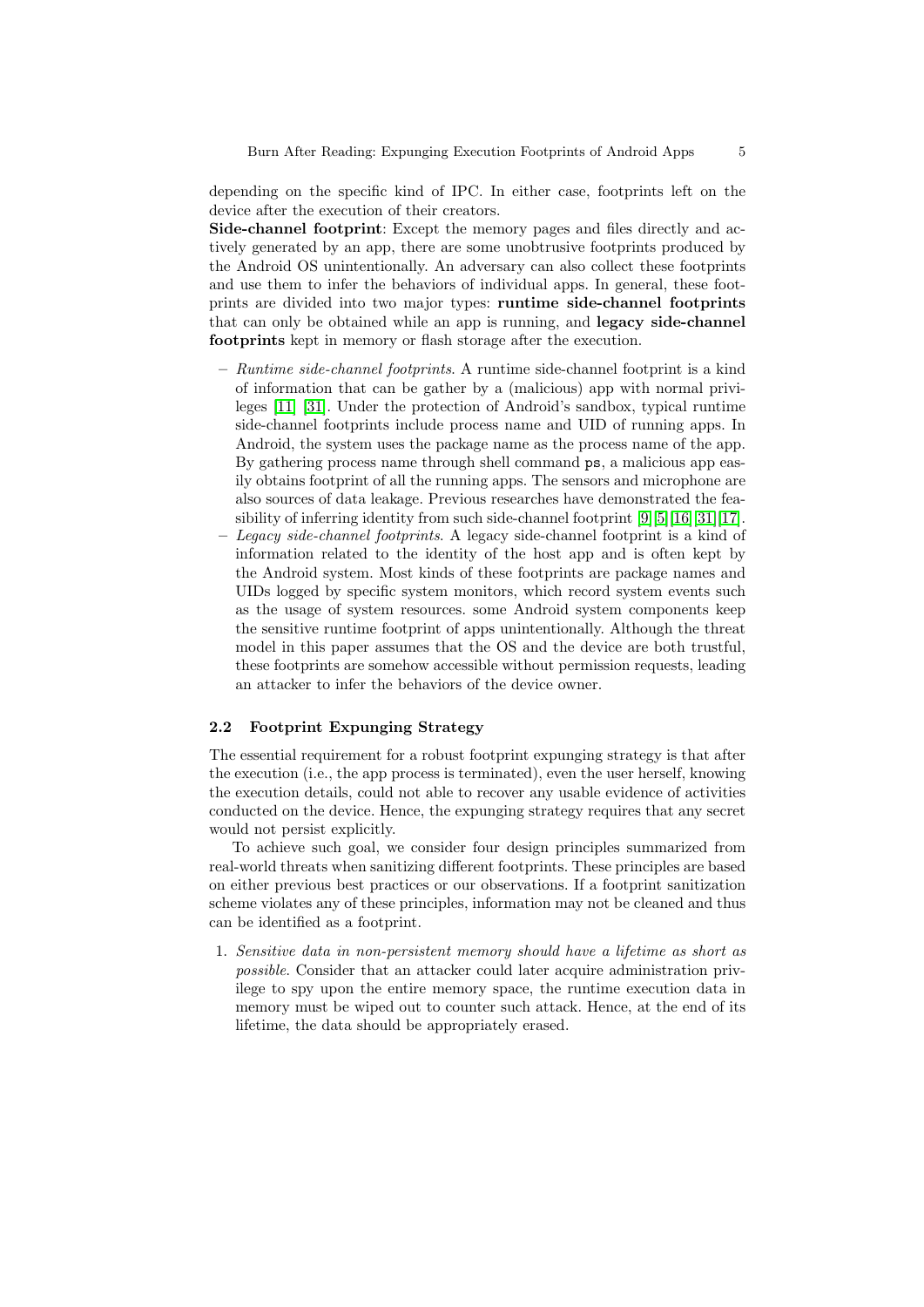depending on the specific kind of IPC. In either case, footprints left on the device after the execution of their creators.

**Side-channel footprint**: Except the memory pages and files directly and actively generated by an app, there are some unobtrusive footprints produced by the Android OS unintentionally. An adversary can also collect these footprints and use them to infer the behaviors of individual apps. In general, these footprints are divided into two major types: **runtime side-channel footprints** that can only be obtained while an app is running, and **legacy side-channel footprints** kept in memory or flash storage after the execution.

- *Runtime side-channel footprints.* A runtime side-channel footprint is a kind of information that can be gather by a (malicious) app with normal privileges [11] [31]. Under the protection of Android's sandbox, typical runtime side-channel footprints include process name and UID of running apps. In Android, the system uses the package name as the process name of the app. By gathering process name through shell command `ps`, a malicious app easily obtains footprint of all the running apps. The sensors and microphone are also sources of data leakage. Previous researches have demonstrated the feasibility of inferring identity from such side-channel footprint [9][5][16][31][17].
- *Legacy side-channel footprints.* A legacy side-channel footprint is a kind of information related to the identity of the host app and is often kept by the Android system. Most kinds of these footprints are package names and UIDs logged by specific system monitors, which record system events such as the usage of system resources. some Android system components keep the sensitive runtime footprint of apps unintentionally. Although the threat model in this paper assumes that the OS and the device are both trustful, these footprints are somehow accessible without permission requests, leading an attacker to infer the behaviors of the device owner.

### 2.2 Footprint Expunging Strategy

The essential requirement for a robust footprint expunging strategy is that after the execution (i.e., the app process is terminated), even the user herself, knowing the execution details, could not able to recover any usable evidence of activities conducted on the device. Hence, the expunging strategy requires that any secret would not persist explicitly.

To achieve such goal, we consider four design principles summarized from real-world threats when sanitizing different footprints. These principles are based on either previous best practices or our observations. If a footprint sanitization scheme violates any of these principles, information may not be cleaned and thus can be identified as a footprint.

1. *Sensitive data in non-persistent memory should have a lifetime as short as possible.* Consider that an attacker could later acquire administration privilege to spy upon the entire memory space, the runtime execution data in memory must be wiped out to counter such attack. Hence, at the end of its lifetime, the data should be appropriately erased.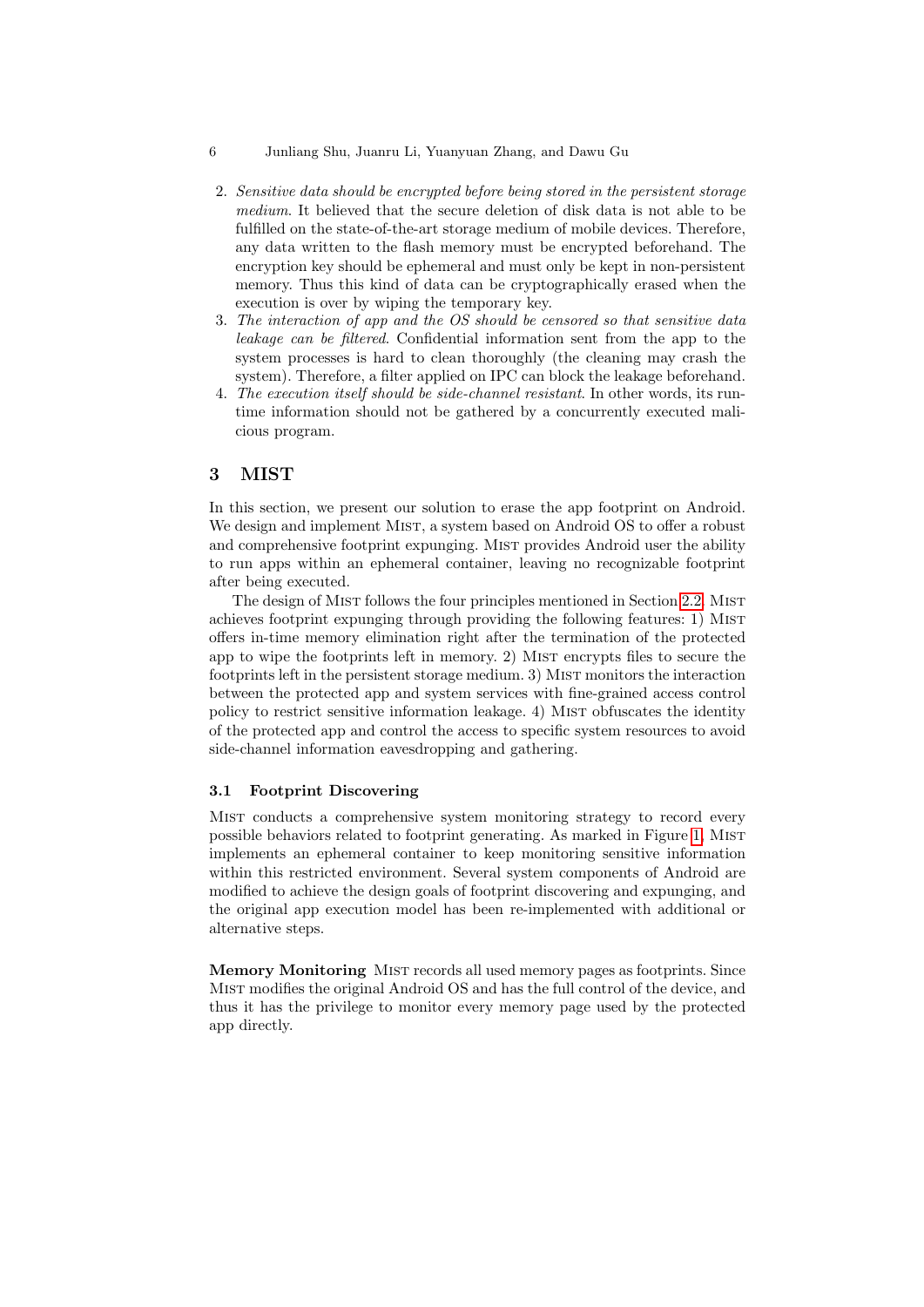2. *Sensitive data should be encrypted before being stored in the persistent storage medium*. It believed that the secure deletion of disk data is not able to be fulfilled on the state-of-the-art storage medium of mobile devices. Therefore, any data written to the flash memory must be encrypted beforehand. The encryption key should be ephemeral and must only be kept in non-persistent memory. Thus this kind of data can be cryptographically erased when the execution is over by wiping the temporary key.
3. *The interaction of app and the OS should be censored so that sensitive data leakage can be filtered*. Confidential information sent from the app to the system processes is hard to clean thoroughly (the cleaning may crash the system). Therefore, a filter applied on IPC can block the leakage beforehand.
4. *The execution itself should be side-channel resistant*. In other words, its runtime information should not be gathered by a concurrently executed malicious program.

## 3 MIST

In this section, we present our solution to erase the app footprint on Android. We design and implement MIST, a system based on Android OS to offer a robust and comprehensive footprint expunging. MIST provides Android user the ability to run apps within an ephemeral container, leaving no recognizable footprint after being executed.

The design of MIST follows the four principles mentioned in Section 2.2. MIST achieves footprint expunging through providing the following features: 1) MIST offers in-time memory elimination right after the termination of the protected app to wipe the footprints left in memory. 2) MIST encrypts files to secure the footprints left in the persistent storage medium. 3) MIST monitors the interaction between the protected app and system services with fine-grained access control policy to restrict sensitive information leakage. 4) MIST obfuscates the identity of the protected app and control the access to specific system resources to avoid side-channel information eavesdropping and gathering.

### 3.1 Footprint Discovering

MIST conducts a comprehensive system monitoring strategy to record every possible behaviors related to footprint generating. As marked in Figure 1, MIST implements an ephemeral container to keep monitoring sensitive information within this restricted environment. Several system components of Android are modified to achieve the design goals of footprint discovering and expunging, and the original app execution model has been re-implemented with additional or alternative steps.

**Memory Monitoring** MIST records all used memory pages as footprints. Since MIST modifies the original Android OS and has the full control of the device, and thus it has the privilege to monitor every memory page used by the protected app directly.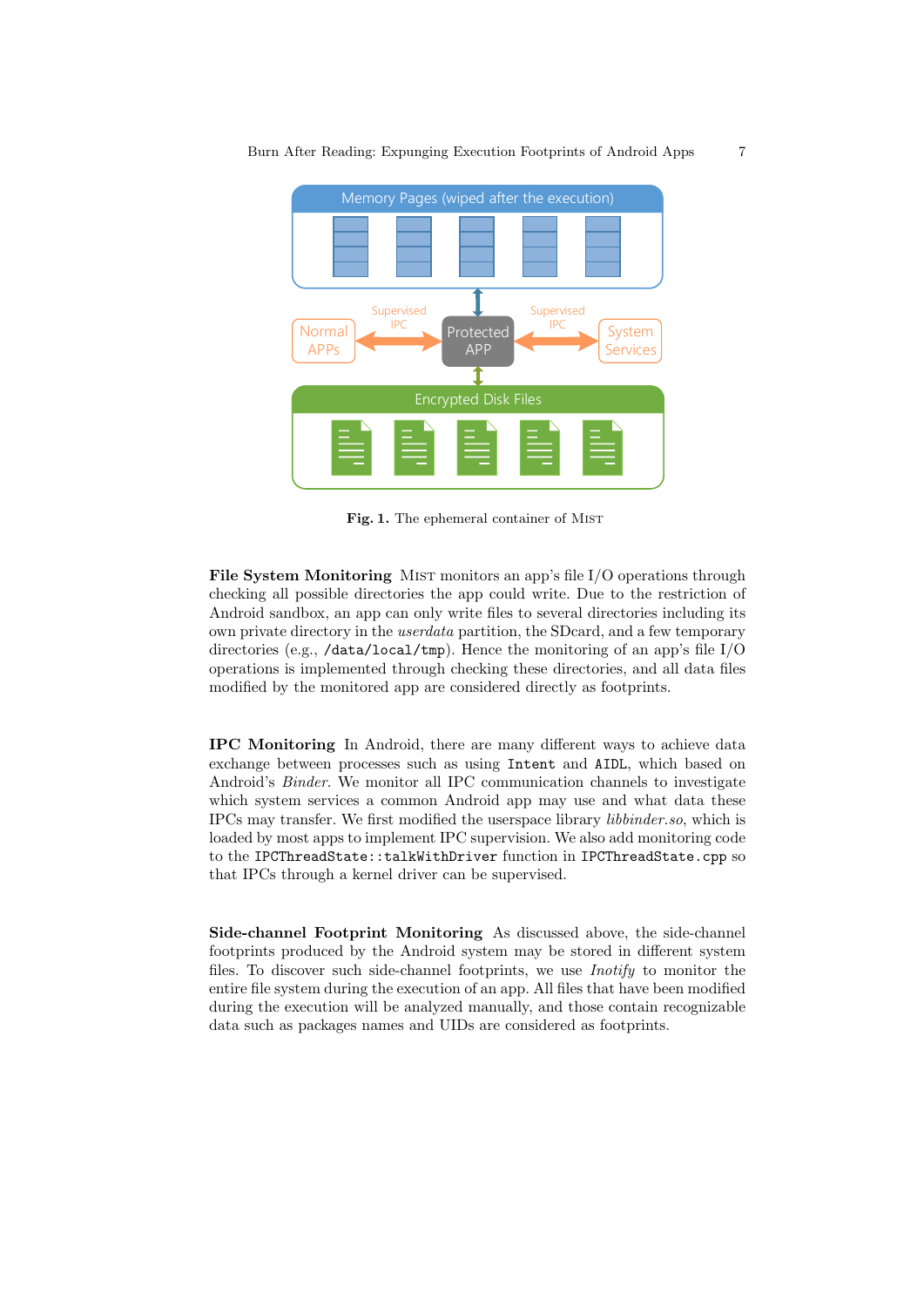**Fig. 1.** The ephemeral container of MIST

**File System Monitoring** MIST monitors an app's file I/O operations through checking all possible directories the app could write. Due to the restriction of Android sandbox, an app can only write files to several directories including its own private directory in the *userdata* partition, the SDcard, and a few temporary directories (e.g., `/data/local/tmp`). Hence the monitoring of an app's file I/O operations is implemented through checking these directories, and all data files modified by the monitored app are considered directly as footprints.

**IPC Monitoring** In Android, there are many different ways to achieve data exchange between processes such as using `Intent` and `AIDL`, which based on Android's *Binder*. We monitor all IPC communication channels to investigate which system services a common Android app may use and what data these IPCs may transfer. We first modified the userspace library *libbinder.so*, which is loaded by most apps to implement IPC supervision. We also add monitoring code to the `IPCThreadState::talkWithDriver` function in `IPCThreadState.cpp` so that IPCs through a kernel driver can be supervised.

**Side-channel Footprint Monitoring** As discussed above, the side-channel footprints produced by the Android system may be stored in different system files. To discover such side-channel footprints, we use *Inotify* to monitor the entire file system during the execution of an app. All files that have been modified during the execution will be analyzed manually, and those contain recognizable data such as packages names and UIDs are considered as footprints.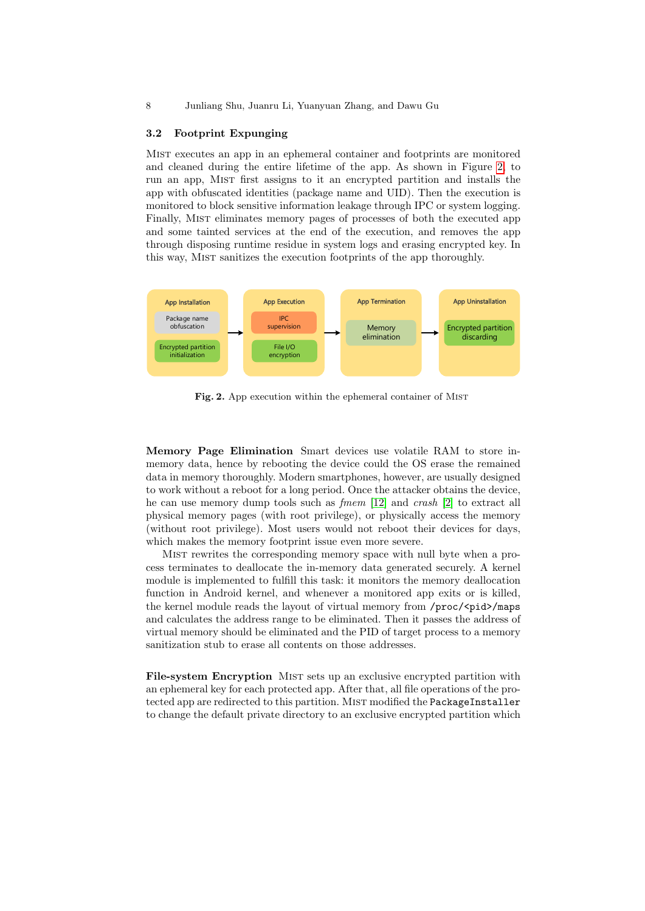### 3.2 Footprint Expunging

Mist executes an app in an ephemeral container and footprints are monitored and cleaned during the entire lifetime of the app. As shown in Figure 2, to run an app, Mist first assigns to it an encrypted partition and installs the app with obfuscated identities (package name and UID). Then the execution is monitored to block sensitive information leakage through IPC or system logging. Finally, Mist eliminates memory pages of processes of both the executed app and some tainted services at the end of the execution, and removes the app through disposing runtime residue in system logs and erasing encrypted key. In this way, Mist sanitizes the execution footprints of the app thoroughly.

App Installation
Package name obfuscation
Encrypted partition initialization

App Execution
IPC supervision
File I/O encryption

App Termination
Memory elimination

App Uninstallation
Encrypted partition discarding

**Fig. 2.** App execution within the ephemeral container of Mist

**Memory Page Elimination** Smart devices use volatile RAM to store in-memory data, hence by rebooting the device could the OS erase the remained data in memory thoroughly. Modern smartphones, however, are usually designed to work without a reboot for a long period. Once the attacker obtains the device, he can use memory dump tools such as *fmem* [12] and *crash* [2] to extract all physical memory pages (with root privilege), or physically access the memory (without root privilege). Most users would not reboot their devices for days, which makes the memory footprint issue even more severe.

Mist rewrites the corresponding memory space with null byte when a process terminates to deallocate the in-memory data generated securely. A kernel module is implemented to fulfill this task: it monitors the memory deallocation function in Android kernel, and whenever a monitored app exits or is killed, the kernel module reads the layout of virtual memory from `/proc/<pid>/maps` and calculates the address range to be eliminated. Then it passes the address of virtual memory should be eliminated and the PID of target process to a memory sanitization stub to erase all contents on those addresses.

**File-system Encryption** Mist sets up an exclusive encrypted partition with an ephemeral key for each protected app. After that, all file operations of the protected app are redirected to this partition. Mist modified the `PackageInstaller` to change the default private directory to an exclusive encrypted partition which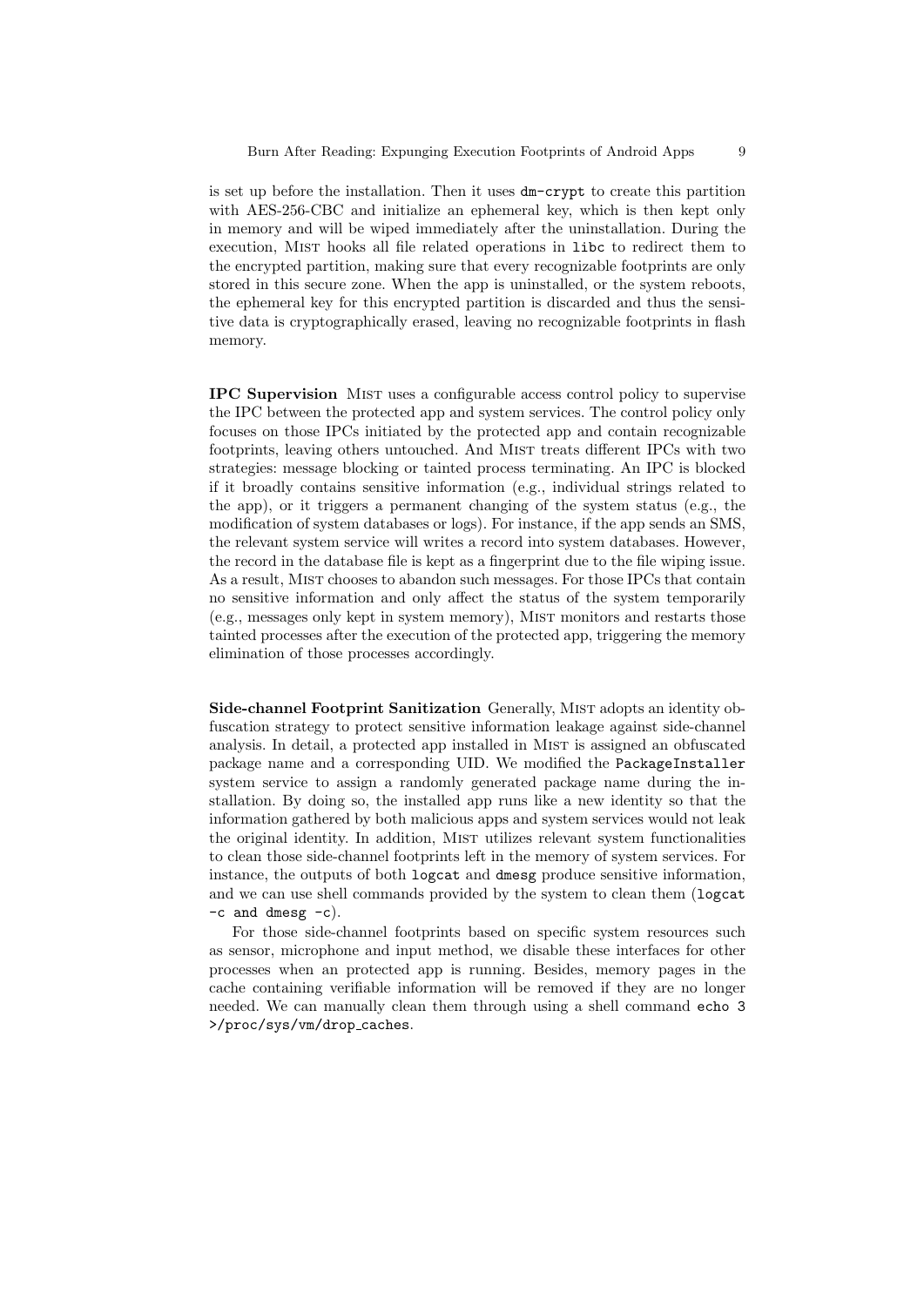is set up before the installation. Then it uses `dm-crypt` to create this partition with AES-256-CBC and initialize an ephemeral key, which is then kept only in memory and will be wiped immediately after the uninstallation. During the execution, MIST hooks all file related operations in `libc` to redirect them to the encrypted partition, making sure that every recognizable footprints are only stored in this secure zone. When the app is uninstalled, or the system reboots, the ephemeral key for this encrypted partition is discarded and thus the sensitive data is cryptographically erased, leaving no recognizable footprints in flash memory.

**IPC Supervision** MIST uses a configurable access control policy to supervise the IPC between the protected app and system services. The control policy only focuses on those IPCs initiated by the protected app and contain recognizable footprints, leaving others untouched. And MIST treats different IPCs with two strategies: message blocking or tainted process terminating. An IPC is blocked if it broadly contains sensitive information (e.g., individual strings related to the app), or it triggers a permanent changing of the system status (e.g., the modification of system databases or logs). For instance, if the app sends an SMS, the relevant system service will writes a record into system databases. However, the record in the database file is kept as a fingerprint due to the file wiping issue. As a result, MIST chooses to abandon such messages. For those IPCs that contain no sensitive information and only affect the status of the system temporarily (e.g., messages only kept in system memory), MIST monitors and restarts those tainted processes after the execution of the protected app, triggering the memory elimination of those processes accordingly.

**Side-channel Footprint Sanitization** Generally, MIST adopts an identity obfuscation strategy to protect sensitive information leakage against side-channel analysis. In detail, a protected app installed in MIST is assigned an obfuscated package name and a corresponding UID. We modified the `PackageInstaller` system service to assign a randomly generated package name during the installation. By doing so, the installed app runs like a new identity so that the information gathered by both malicious apps and system services would not leak the original identity. In addition, MIST utilizes relevant system functionalities to clean those side-channel footprints left in the memory of system services. For instance, the outputs of both `logcat` and `dmesg` produce sensitive information, and we can use shell commands provided by the system to clean them (`logcat -c` and `dmesg -c`).

For those side-channel footprints based on specific system resources such as sensor, microphone and input method, we disable these interfaces for other processes when an protected app is running. Besides, memory pages in the cache containing verifiable information will be removed if they are no longer needed. We can manually clean them through using a shell command `echo 3 >/proc/sys/vm/drop_caches`.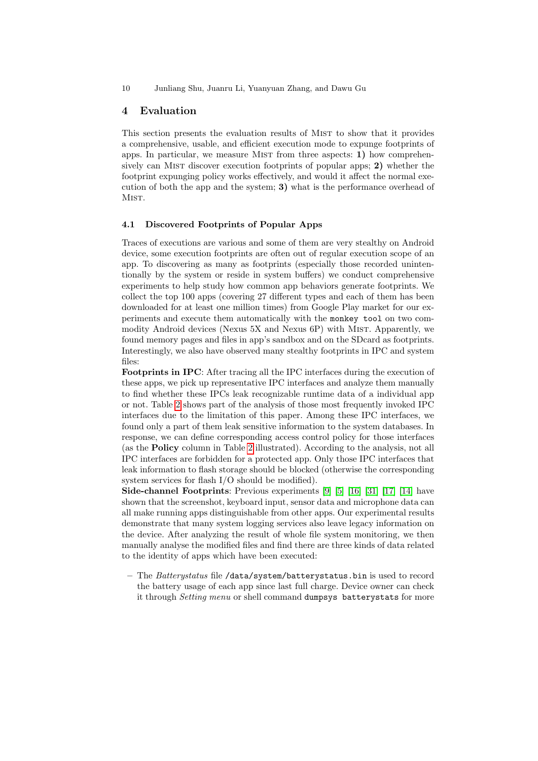## 4 Evaluation

This section presents the evaluation results of Mist to show that it provides a comprehensive, usable, and efficient execution mode to expunge footprints of apps. In particular, we measure Mist from three aspects: **1)** how comprehensively can Mist discover execution footprints of popular apps; **2)** whether the footprint expunging policy works effectively, and would it affect the normal execution of both the app and the system; **3)** what is the performance overhead of Mist.

### 4.1 Discovered Footprints of Popular Apps

Traces of executions are various and some of them are very stealthy on Android device, some execution footprints are often out of regular execution scope of an app. To discovering as many as footprints (especially those recorded unintentionally by the system or reside in system buffers) we conduct comprehensive experiments to help study how common app behaviors generate footprints. We collect the top 100 apps (covering 27 different types and each of them has been downloaded for at least one million times) from Google Play market for our experiments and execute them automatically with the `monkey tool` on two commodity Android devices (Nexus 5X and Nexus 6P) with Mist. Apparently, we found memory pages and files in app's sandbox and on the SDcard as footprints. Interestingly, we also have observed many stealthy footprints in IPC and system files:

**Footprints in IPC**: After tracing all the IPC interfaces during the execution of these apps, we pick up representative IPC interfaces and analyze them manually to find whether these IPCs leak recognizable runtime data of a individual app or not. Table 2 shows part of the analysis of those most frequently invoked IPC interfaces due to the limitation of this paper. Among these IPC interfaces, we found only a part of them leak sensitive information to the system databases. In response, we can define corresponding access control policy for those interfaces (as the **Policy** column in Table 2 illustrated). According to the analysis, not all IPC interfaces are forbidden for a protected app. Only those IPC interfaces that leak information to flash storage should be blocked (otherwise the corresponding system services for flash I/O should be modified).

**Side-channel Footprints**: Previous experiments [9] [5] [16] [31] [17] [14] have shown that the screenshot, keyboard input, sensor data and microphone data can all make running apps distinguishable from other apps. Our experimental results demonstrate that many system logging services also leave legacy information on the device. After analyzing the result of whole file system monitoring, we then manually analyse the modified files and find there are three kinds of data related to the identity of apps which have been executed:

- The *Batterystatus* file `/data/system/batterystatus.bin` is used to record the battery usage of each app since last full charge. Device owner can check it through *Setting menu* or shell command `dumpsys batterystats` for more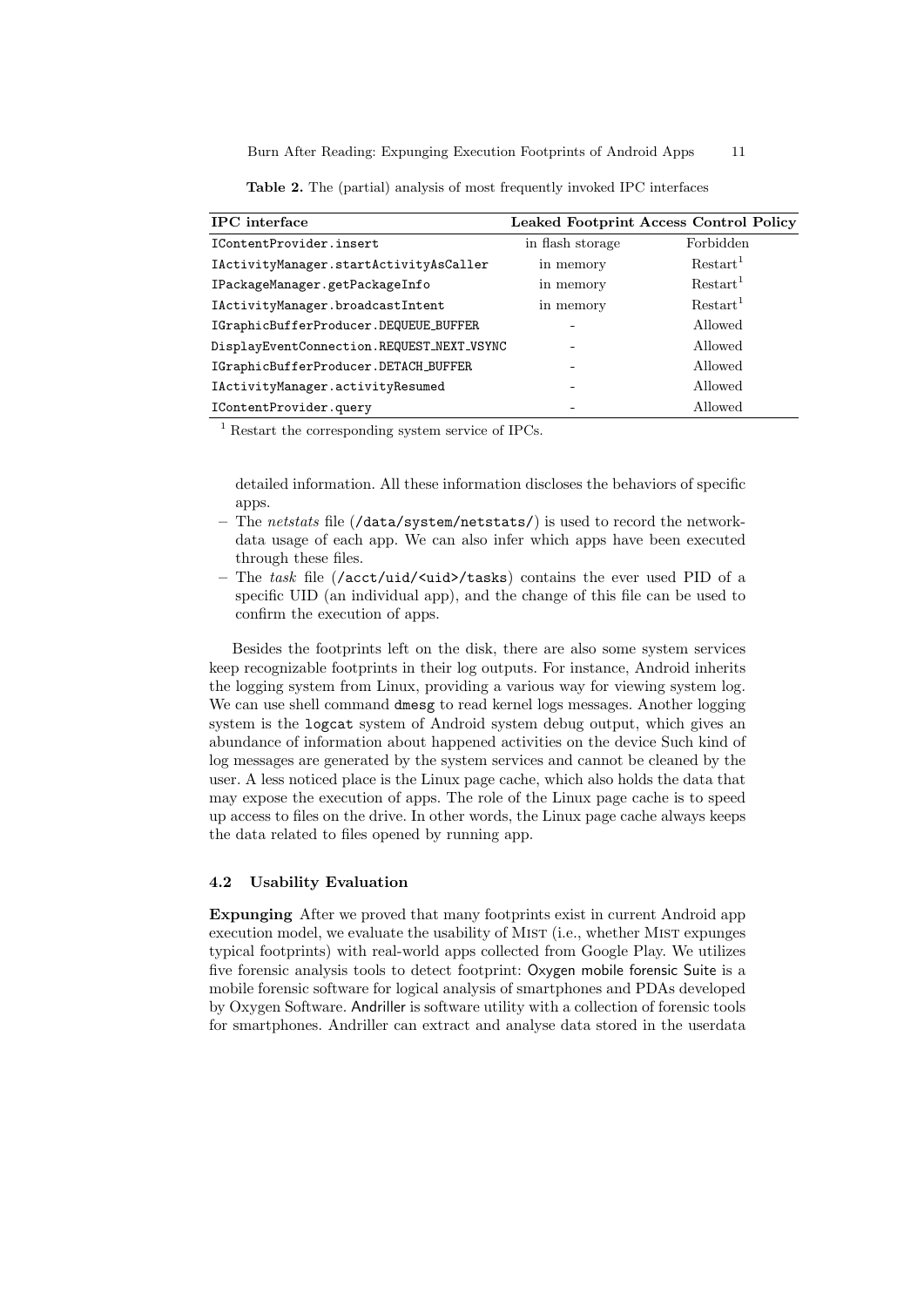**Table 2.** The (partial) analysis of most frequently invoked IPC interfaces

| IPC interface | Leaked Footprint | Access Control Policy |
|---|---|---|
| IContentProvider.insert | in flash storage | Forbidden |
| IActivityManager.startActivityAsCaller | in memory | Restart[1] |
| IPackageManager.getPackageInfo | in memory | Restart[1] |
| IActivityManager.broadcastIntent | in memory | Restart[1] |
| IGraphicBufferProducer.DEQUEUE_BUFFER | - | Allowed |
| DisplayEventConnection.REQUEST_NEXT_VSYNC | - | Allowed |
| IGraphicBufferProducer.DETACH_BUFFER | - | Allowed |
| IActivityManager.activityResumed | - | Allowed |
| IContentProvider.query | - | Allowed |

[1] Restart the corresponding system service of IPCs.

detailed information. All these information discloses the behaviors of specific apps.

- The *netstats* file (`/data/system/netstats/`) is used to record the network-data usage of each app. We can also infer which apps have been executed through these files.
- The *task* file (`/acct/uid/<uid>/tasks`) contains the ever used PID of a specific UID (an individual app), and the change of this file can be used to confirm the execution of apps.

Besides the footprints left on the disk, there are also some system services keep recognizable footprints in their log outputs. For instance, Android inherits the logging system from Linux, providing a various way for viewing system log. We can use shell command `dmesg` to read kernel logs messages. Another logging system is the `logcat` system of Android system debug output, which gives an abundance of information about happened activities on the device Such kind of log messages are generated by the system services and cannot be cleaned by the user. A less noticed place is the Linux page cache, which also holds the data that may expose the execution of apps. The role of the Linux page cache is to speed up access to files on the drive. In other words, the Linux page cache always keeps the data related to files opened by running app.

### 4.2 Usability Evaluation

**Expunging** After we proved that many footprints exist in current Android app execution model, we evaluate the usability of MIST (i.e., whether MIST expunges typical footprints) with real-world apps collected from Google Play. We utilizes five forensic analysis tools to detect footprint: Oxygen mobile forensic Suite is a mobile forensic software for logical analysis of smartphones and PDAs developed by Oxygen Software. Andriller is software utility with a collection of forensic tools for smartphones. Andriller can extract and analyse data stored in the userdata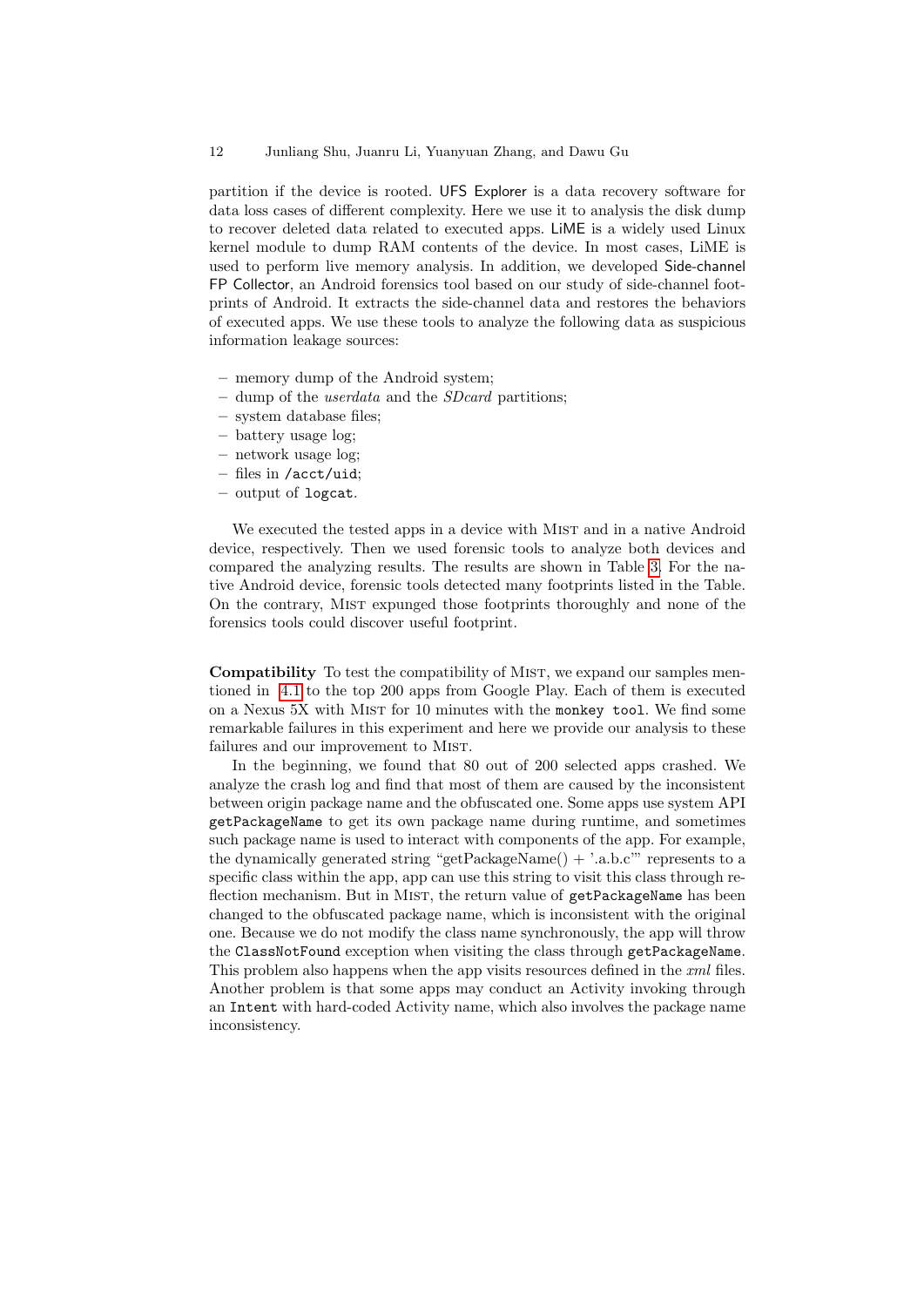partition if the device is rooted. UFS Explorer is a data recovery software for data loss cases of different complexity. Here we use it to analysis the disk dump to recover deleted data related to executed apps. LiME is a widely used Linux kernel module to dump RAM contents of the device. In most cases, LiME is used to perform live memory analysis. In addition, we developed Side-channel FP Collector, an Android forensics tool based on our study of side-channel footprints of Android. It extracts the side-channel data and restores the behaviors of executed apps. We use these tools to analyze the following data as suspicious information leakage sources:

- memory dump of the Android system;
- dump of the *userdata* and the *SDcard* partitions;
- system database files;
- battery usage log;
- network usage log;
- files in `/acct/uid`;
- output of `logcat`.

We executed the tested apps in a device with Mist and in a native Android device, respectively. Then we used forensic tools to analyze both devices and compared the analyzing results. The results are shown in Table 3. For the native Android device, forensic tools detected many footprints listed in the Table. On the contrary, Mist expunged those footprints thoroughly and none of the forensics tools could discover useful footprint.

**Compatibility** To test the compatibility of Mist, we expand our samples mentioned in 4.1 to the top 200 apps from Google Play. Each of them is executed on a Nexus 5X with Mist for 10 minutes with the `monkey tool`. We find some remarkable failures in this experiment and here we provide our analysis to these failures and our improvement to Mist.

In the beginning, we found that 80 out of 200 selected apps crashed. We analyze the crash log and find that most of them are caused by the inconsistent between origin package name and the obfuscated one. Some apps use system API `getPackageName` to get its own package name during runtime, and sometimes such package name is used to interact with components of the app. For example, the dynamically generated string "getPackageName() + '.a.b.c'" represents to a specific class within the app, app can use this string to visit this class through reflection mechanism. But in Mist, the return value of `getPackageName` has been changed to the obfuscated package name, which is inconsistent with the original one. Because we do not modify the class name synchronously, the app will throw the `ClassNotFound` exception when visiting the class through `getPackageName`. This problem also happens when the app visits resources defined in the *xml* files. Another problem is that some apps may conduct an Activity invoking through an `Intent` with hard-coded Activity name, which also involves the package name inconsistency.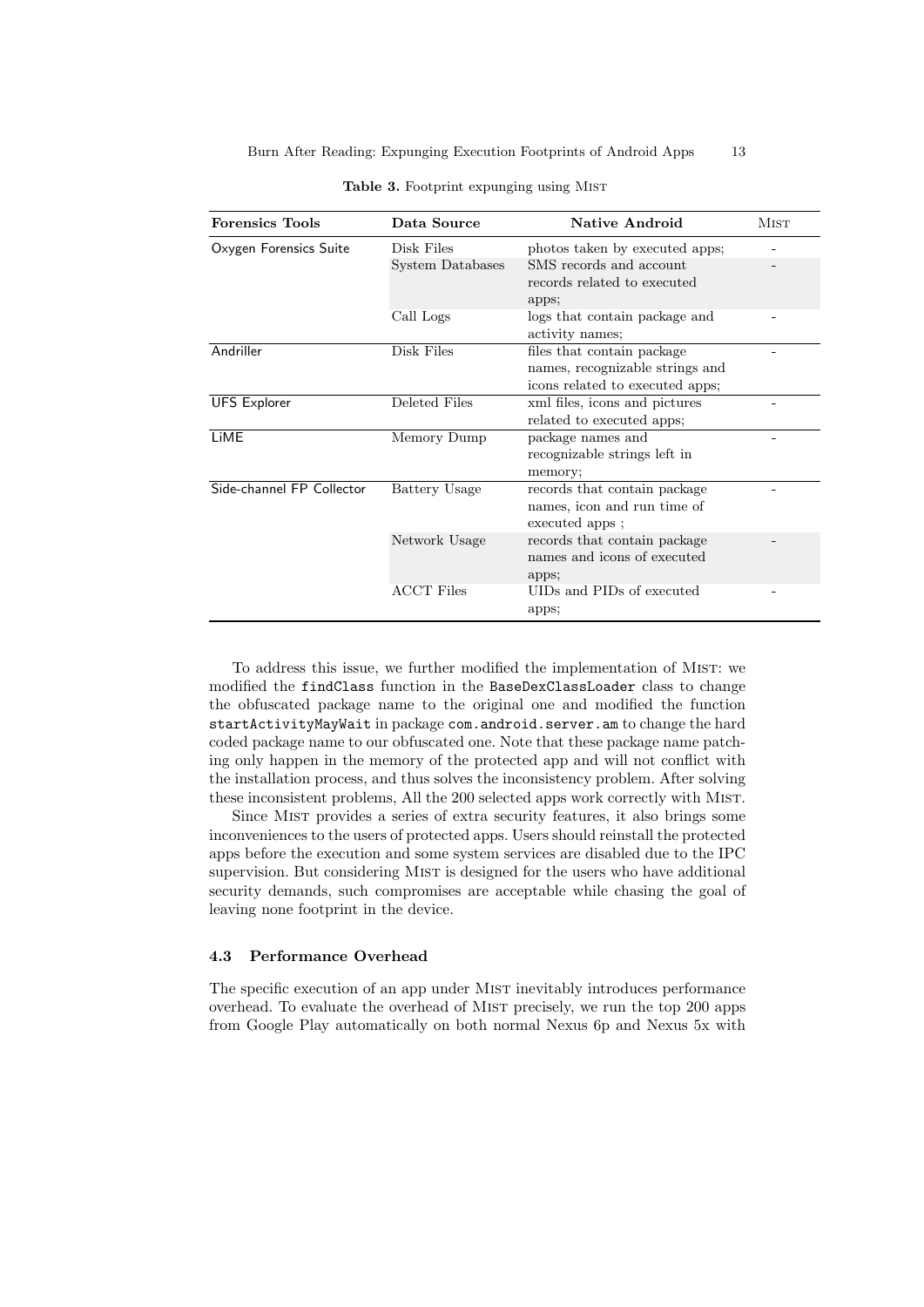**Table 3.** Footprint expunging using MIST

| Forensics Tools | Data Source | Native Android | MIST |
|---|---|---|---|
| Oxygen Forensics Suite | Disk Files | photos taken by executed apps; | - |
| | System Databases | SMS records and account records related to executed apps; | - |
| | Call Logs | logs that contain package and activity names; | - |
| Andriller | Disk Files | files that contain package names, recognizable strings and icons related to executed apps; | - |
| UFS Explorer | Deleted Files | xml files, icons and pictures related to executed apps; | - |
| LiME | Memory Dump | package names and recognizable strings left in memory; | - |
| Side-channel FP Collector | Battery Usage | records that contain package names, icon and run time of executed apps ; | - |
| | Network Usage | records that contain package names and icons of executed apps; | - |
| | ACCT Files | UIDs and PIDs of executed apps; | - |

To address this issue, we further modified the implementation of MIST: we modified the `findClass` function in the `BaseDexClassLoader` class to change the obfuscated package name to the original one and modified the function `startActivityMayWait` in package `com.android.server.am` to change the hard coded package name to our obfuscated one. Note that these package name patching only happen in the memory of the protected app and will not conflict with the installation process, and thus solves the inconsistency problem. After solving these inconsistent problems, All the 200 selected apps work correctly with MIST.

Since MIST provides a series of extra security features, it also brings some inconveniences to the users of protected apps. Users should reinstall the protected apps before the execution and some system services are disabled due to the IPC supervision. But considering MIST is designed for the users who have additional security demands, such compromises are acceptable while chasing the goal of leaving none footprint in the device.

### 4.3 Performance Overhead

The specific execution of an app under MIST inevitably introduces performance overhead. To evaluate the overhead of MIST precisely, we run the top 200 apps from Google Play automatically on both normal Nexus 6p and Nexus 5x with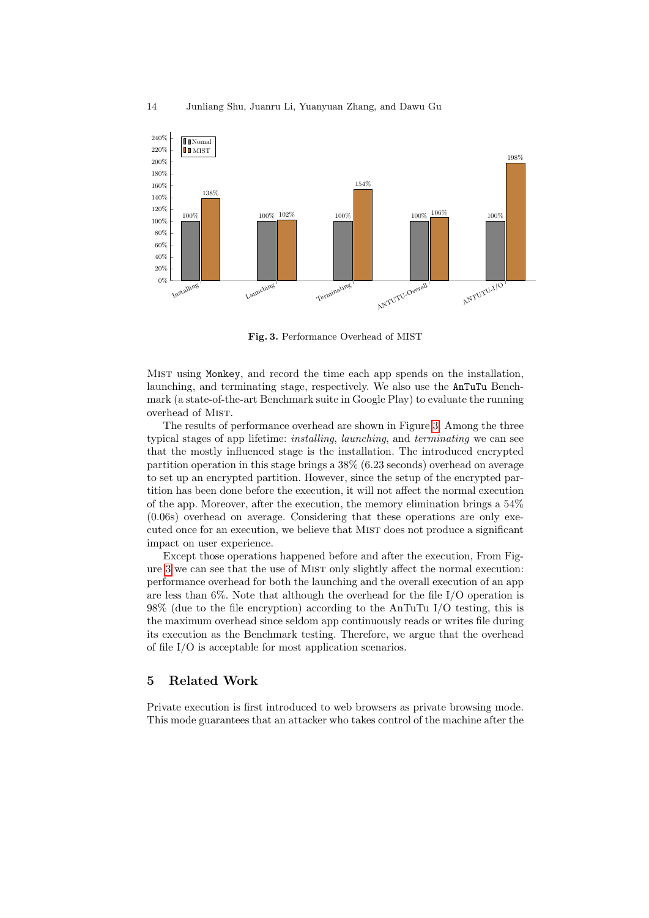**Fig. 3.** Performance Overhead of MIST

MIST using `Monkey`, and record the time each app spends on the installation, launching, and terminating stage, respectively. We also use the `AnTuTu` Benchmark (a state-of-the-art Benchmark suite in Google Play) to evaluate the running overhead of MIST.

The results of performance overhead are shown in Figure 3. Among the three typical stages of app lifetime: *installing*, *launching*, and *terminating* we can see that the mostly influenced stage is the installation. The introduced encrypted partition operation in this stage brings a 38% (6.23 seconds) overhead on average to set up an encrypted partition. However, since the setup of the encrypted partition has been done before the execution, it will not affect the normal execution of the app. Moreover, after the execution, the memory elimination brings a 54% (0.06s) overhead on average. Considering that these operations are only executed once for an execution, we believe that MIST does not produce a significant impact on user experience.

Except those operations happened before and after the execution, From Figure 3 we can see that the use of MIST only slightly affect the normal execution: performance overhead for both the launching and the overall execution of an app are less than 6%. Note that although the overhead for the file I/O operation is 98% (due to the file encryption) according to the AnTuTu I/O testing, this is the maximum overhead since seldom app continuously reads or writes file during its execution as the Benchmark testing. Therefore, we argue that the overhead of file I/O is acceptable for most application scenarios.

## 5 Related Work

Private execution is first introduced to web browsers as private browsing mode. This mode guarantees that an attacker who takes control of the machine after the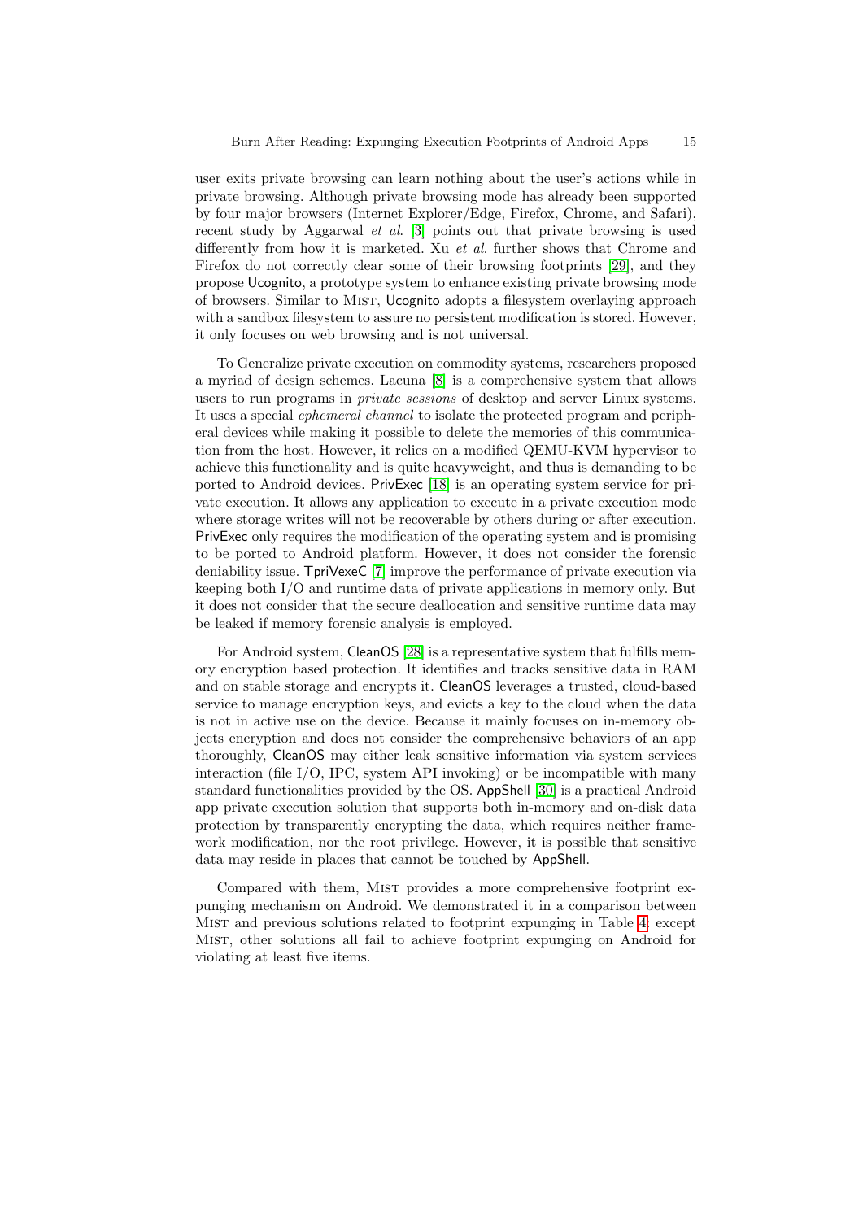user exits private browsing can learn nothing about the user's actions while in private browsing. Although private browsing mode has already been supported by four major browsers (Internet Explorer/Edge, Firefox, Chrome, and Safari), recent study by Aggarwal *et al.* [3] points out that private browsing is used differently from how it is marketed. Xu *et al.* further shows that Chrome and Firefox do not correctly clear some of their browsing footprints [29], and they propose Ucognito, a prototype system to enhance existing private browsing mode of browsers. Similar to Mist, Ucognito adopts a filesystem overlaying approach with a sandbox filesystem to assure no persistent modification is stored. However, it only focuses on web browsing and is not universal.

To Generalize private execution on commodity systems, researchers proposed a myriad of design schemes. Lacuna [8] is a comprehensive system that allows users to run programs in *private sessions* of desktop and server Linux systems. It uses a special *ephemeral channel* to isolate the protected program and peripheral devices while making it possible to delete the memories of this communication from the host. However, it relies on a modified QEMU-KVM hypervisor to achieve this functionality and is quite heavyweight, and thus is demanding to be ported to Android devices. PrivExec [18] is an operating system service for private execution. It allows any application to execute in a private execution mode where storage writes will not be recoverable by others during or after execution. PrivExec only requires the modification of the operating system and is promising to be ported to Android platform. However, it does not consider the forensic deniability issue. TpriVexeC [7] improve the performance of private execution via keeping both I/O and runtime data of private applications in memory only. But it does not consider that the secure deallocation and sensitive runtime data may be leaked if memory forensic analysis is employed.

For Android system, CleanOS [28] is a representative system that fulfills memory encryption based protection. It identifies and tracks sensitive data in RAM and on stable storage and encrypts it. CleanOS leverages a trusted, cloud-based service to manage encryption keys, and evicts a key to the cloud when the data is not in active use on the device. Because it mainly focuses on in-memory objects encryption and does not consider the comprehensive behaviors of an app thoroughly, CleanOS may either leak sensitive information via system services interaction (file I/O, IPC, system API invoking) or be incompatible with many standard functionalities provided by the OS. AppShell [30] is a practical Android app private execution solution that supports both in-memory and on-disk data protection by transparently encrypting the data, which requires neither framework modification, nor the root privilege. However, it is possible that sensitive data may reside in places that cannot be touched by AppShell.

Compared with them, Mist provides a more comprehensive footprint expunging mechanism on Android. We demonstrated it in a comparison between Mist and previous solutions related to footprint expunging in Table 4: except Mist, other solutions all fail to achieve footprint expunging on Android for violating at least five items.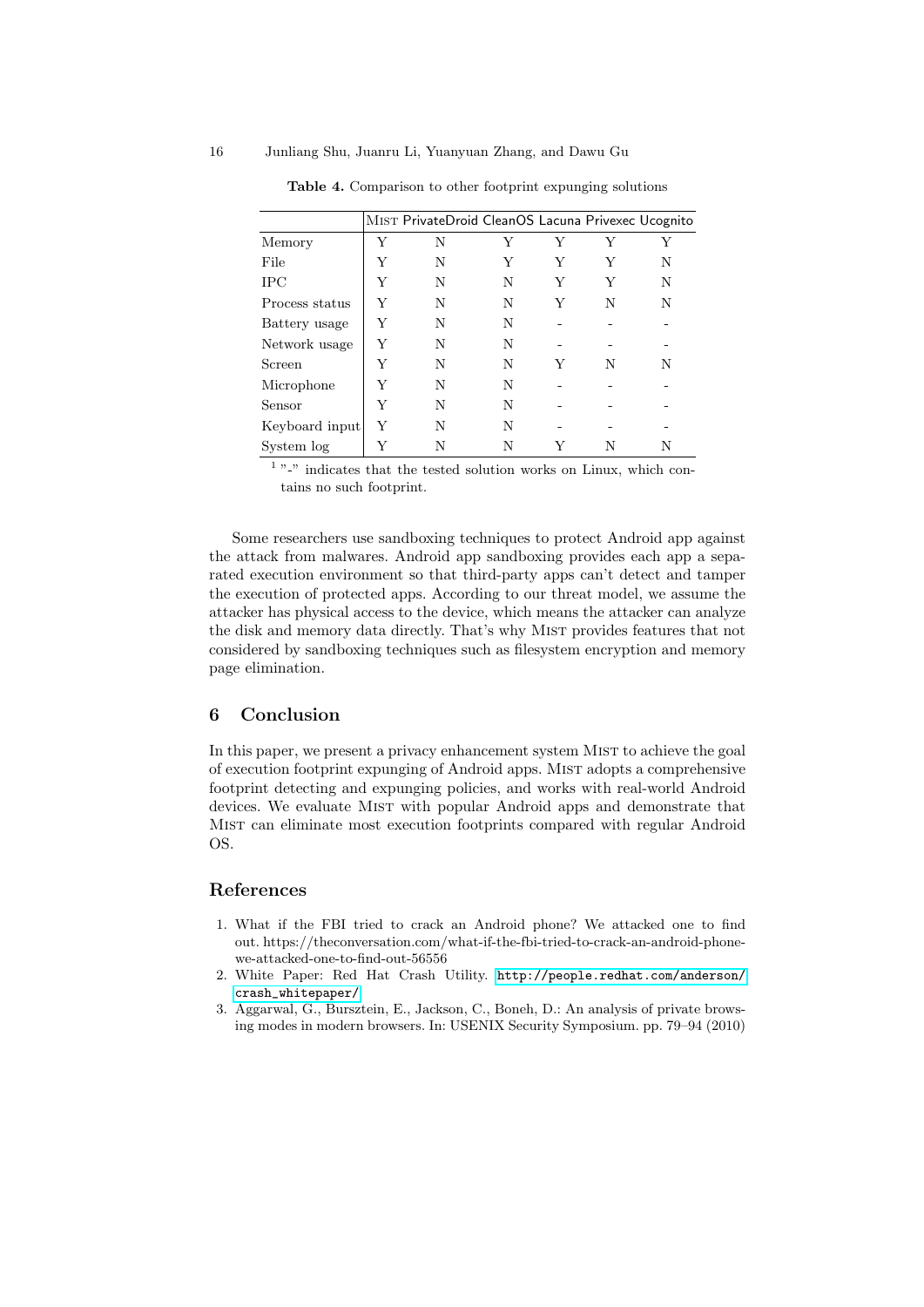**Table 4.** Comparison to other footprint expunging solutions

| | MIST | PrivateDroid | CleanOS | Lacuna | Privexec | Ucognito |
|---|---|---|---|---|---|---|
| Memory | Y | N | Y | Y | Y | Y |
| File | Y | N | Y | Y | Y | N |
| IPC | Y | N | N | Y | Y | N |
| Process status | Y | N | N | Y | N | N |
| Battery usage | Y | N | N | - | - | - |
| Network usage | Y | N | N | - | - | - |
| Screen | Y | N | N | Y | N | N |
| Microphone | Y | N | N | - | - | - |
| Sensor | Y | N | N | - | - | - |
| Keyboard input | Y | N | N | - | - | - |
| System log | Y | N | N | Y | N | N |

[1] "-" indicates that the tested solution works on Linux, which contains no such footprint.

Some researchers use sandboxing techniques to protect Android app against the attack from malwares. Android app sandboxing provides each app a separated execution environment so that third-party apps can't detect and tamper the execution of protected apps. According to our threat model, we assume the attacker has physical access to the device, which means the attacker can analyze the disk and memory data directly. That's why MIST provides features that not considered by sandboxing techniques such as filesystem encryption and memory page elimination.

## 6 Conclusion

In this paper, we present a privacy enhancement system MIST to achieve the goal of execution footprint expunging of Android apps. MIST adopts a comprehensive footprint detecting and expunging policies, and works with real-world Android devices. We evaluate MIST with popular Android apps and demonstrate that MIST can eliminate most execution footprints compared with regular Android OS.

## References

1. What if the FBI tried to crack an Android phone? We attacked one to find out. https://theconversation.com/what-if-the-fbi-tried-to-crack-an-android-phone-we-attacked-one-to-find-out-56556
2. White Paper: Red Hat Crash Utility. http://people.redhat.com/anderson/crash_whitepaper/
3. Aggarwal, G., Bursztein, E., Jackson, C., Boneh, D.: An analysis of private browsing modes in modern browsers. In: USENIX Security Symposium. pp. 79–94 (2010)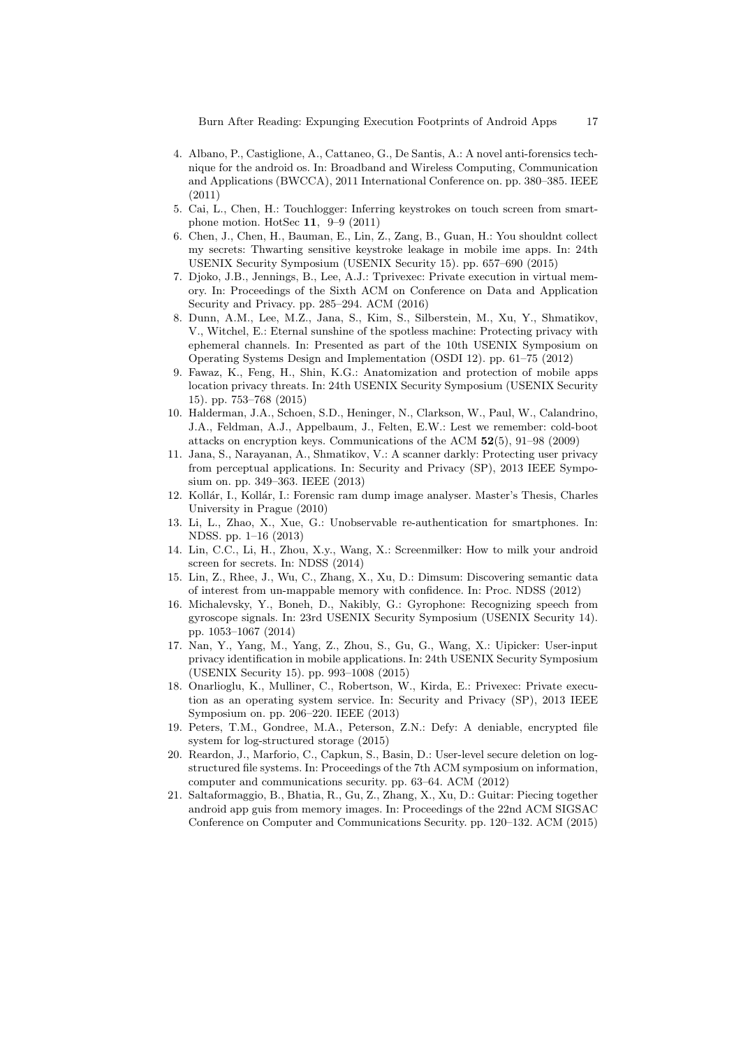4. Albano, P., Castiglione, A., Cattaneo, G., De Santis, A.: A novel anti-forensics technique for the android os. In: Broadband and Wireless Computing, Communication and Applications (BWCCA), 2011 International Conference on. pp. 380–385. IEEE (2011)
5. Cai, L., Chen, H.: Touchlogger: Inferring keystrokes on touch screen from smartphone motion. HotSec **11**, 9–9 (2011)
6. Chen, J., Chen, H., Bauman, E., Lin, Z., Zang, B., Guan, H.: You shouldnt collect my secrets: Thwarting sensitive keystroke leakage in mobile ime apps. In: 24th USENIX Security Symposium (USENIX Security 15). pp. 657–690 (2015)
7. Djoko, J.B., Jennings, B., Lee, A.J.: Tprivexec: Private execution in virtual memory. In: Proceedings of the Sixth ACM on Conference on Data and Application Security and Privacy. pp. 285–294. ACM (2016)
8. Dunn, A.M., Lee, M.Z., Jana, S., Kim, S., Silberstein, M., Xu, Y., Shmatikov, V., Witchel, E.: Eternal sunshine of the spotless machine: Protecting privacy with ephemeral channels. In: Presented as part of the 10th USENIX Symposium on Operating Systems Design and Implementation (OSDI 12). pp. 61–75 (2012)
9. Fawaz, K., Feng, H., Shin, K.G.: Anatomization and protection of mobile apps location privacy threats. In: 24th USENIX Security Symposium (USENIX Security 15). pp. 753–768 (2015)
10. Halderman, J.A., Schoen, S.D., Heninger, N., Clarkson, W., Paul, W., Calandrino, J.A., Feldman, A.J., Appelbaum, J., Felten, E.W.: Lest we remember: cold-boot attacks on encryption keys. Communications of the ACM **52**(5), 91–98 (2009)
11. Jana, S., Narayanan, A., Shmatikov, V.: A scanner darkly: Protecting user privacy from perceptual applications. In: Security and Privacy (SP), 2013 IEEE Symposium on. pp. 349–363. IEEE (2013)
12. Kollár, I., Kollár, I.: Forensic ram dump image analyser. Master's Thesis, Charles University in Prague (2010)
13. Li, L., Zhao, X., Xue, G.: Unobservable re-authentication for smartphones. In: NDSS. pp. 1–16 (2013)
14. Lin, C.C., Li, H., Zhou, X.y., Wang, X.: Screenmilker: How to milk your android screen for secrets. In: NDSS (2014)
15. Lin, Z., Rhee, J., Wu, C., Zhang, X., Xu, D.: Dimsum: Discovering semantic data of interest from un-mappable memory with confidence. In: Proc. NDSS (2012)
16. Michalevsky, Y., Boneh, D., Nakibly, G.: Gyrophone: Recognizing speech from gyroscope signals. In: 23rd USENIX Security Symposium (USENIX Security 14). pp. 1053–1067 (2014)
17. Nan, Y., Yang, M., Yang, Z., Zhou, S., Gu, G., Wang, X.: Uipicker: User-input privacy identification in mobile applications. In: 24th USENIX Security Symposium (USENIX Security 15). pp. 993–1008 (2015)
18. Onarlioglu, K., Mulliner, C., Robertson, W., Kirda, E.: Privexec: Private execution as an operating system service. In: Security and Privacy (SP), 2013 IEEE Symposium on. pp. 206–220. IEEE (2013)
19. Peters, T.M., Gondree, M.A., Peterson, Z.N.: Defy: A deniable, encrypted file system for log-structured storage (2015)
20. Reardon, J., Marforio, C., Capkun, S., Basin, D.: User-level secure deletion on log-structured file systems. In: Proceedings of the 7th ACM symposium on information, computer and communications security. pp. 63–64. ACM (2012)
21. Saltaformaggio, B., Bhatia, R., Gu, Z., Zhang, X., Xu, D.: Guitar: Piecing together android app guis from memory images. In: Proceedings of the 22nd ACM SIGSAC Conference on Computer and Communications Security. pp. 120–132. ACM (2015)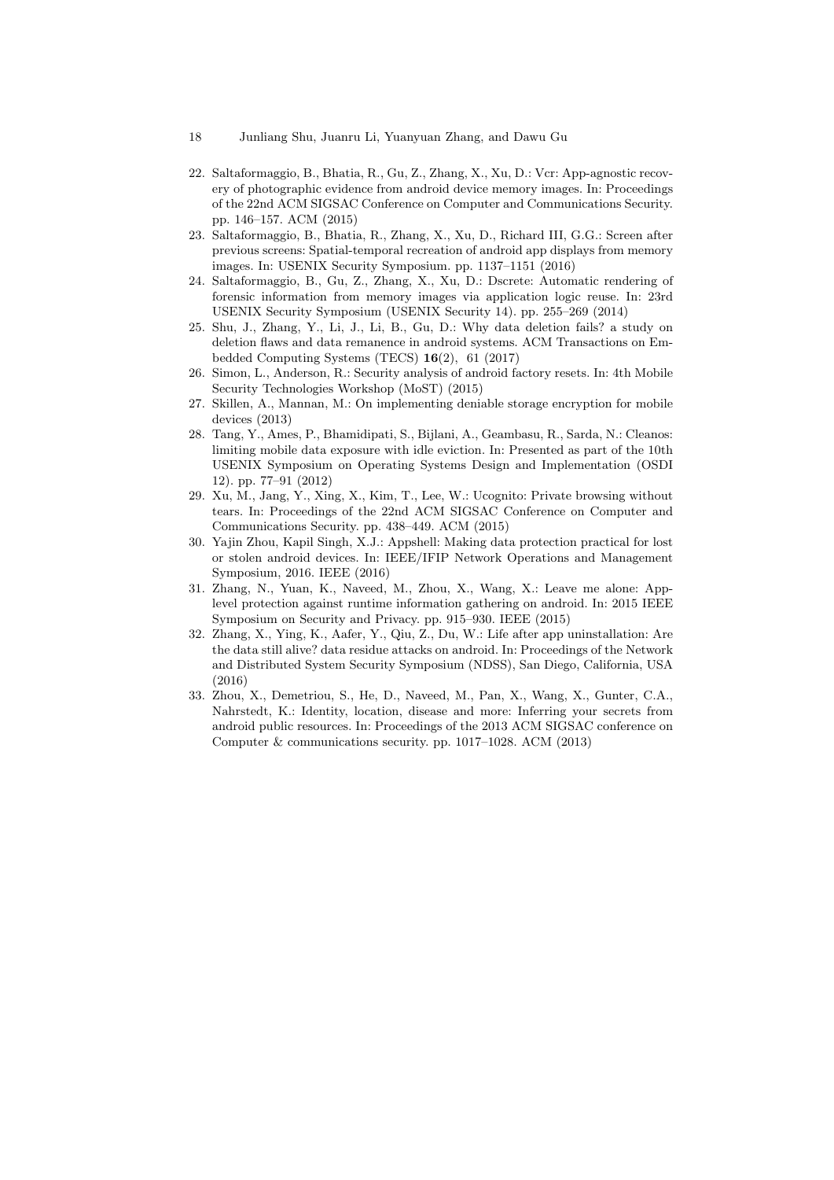22. Saltaformaggio, B., Bhatia, R., Gu, Z., Zhang, X., Xu, D.: Vcr: App-agnostic recovery of photographic evidence from android device memory images. In: Proceedings of the 22nd ACM SIGSAC Conference on Computer and Communications Security. pp. 146–157. ACM (2015)
23. Saltaformaggio, B., Bhatia, R., Zhang, X., Xu, D., Richard III, G.G.: Screen after previous screens: Spatial-temporal recreation of android app displays from memory images. In: USENIX Security Symposium. pp. 1137–1151 (2016)
24. Saltaformaggio, B., Gu, Z., Zhang, X., Xu, D.: Dscrete: Automatic rendering of forensic information from memory images via application logic reuse. In: 23rd USENIX Security Symposium (USENIX Security 14). pp. 255–269 (2014)
25. Shu, J., Zhang, Y., Li, J., Li, B., Gu, D.: Why data deletion fails? a study on deletion flaws and data remanence in android systems. ACM Transactions on Embedded Computing Systems (TECS) **16**(2), 61 (2017)
26. Simon, L., Anderson, R.: Security analysis of android factory resets. In: 4th Mobile Security Technologies Workshop (MoST) (2015)
27. Skillen, A., Mannan, M.: On implementing deniable storage encryption for mobile devices (2013)
28. Tang, Y., Ames, P., Bhamidipati, S., Bijlani, A., Geambasu, R., Sarda, N.: Cleanos: limiting mobile data exposure with idle eviction. In: Presented as part of the 10th USENIX Symposium on Operating Systems Design and Implementation (OSDI 12). pp. 77–91 (2012)
29. Xu, M., Jang, Y., Xing, X., Kim, T., Lee, W.: Ucognito: Private browsing without tears. In: Proceedings of the 22nd ACM SIGSAC Conference on Computer and Communications Security. pp. 438–449. ACM (2015)
30. Yajin Zhou, Kapil Singh, X.J.: Appshell: Making data protection practical for lost or stolen android devices. In: IEEE/IFIP Network Operations and Management Symposium, 2016. IEEE (2016)
31. Zhang, N., Yuan, K., Naveed, M., Zhou, X., Wang, X.: Leave me alone: App-level protection against runtime information gathering on android. In: 2015 IEEE Symposium on Security and Privacy. pp. 915–930. IEEE (2015)
32. Zhang, X., Ying, K., Aafer, Y., Qiu, Z., Du, W.: Life after app uninstallation: Are the data still alive? data residue attacks on android. In: Proceedings of the Network and Distributed System Security Symposium (NDSS), San Diego, California, USA (2016)
33. Zhou, X., Demetriou, S., He, D., Naveed, M., Pan, X., Wang, X., Gunter, C.A., Nahrstedt, K.: Identity, location, disease and more: Inferring your secrets from android public resources. In: Proceedings of the 2013 ACM SIGSAC conference on Computer & communications security. pp. 1017–1028. ACM (2013)